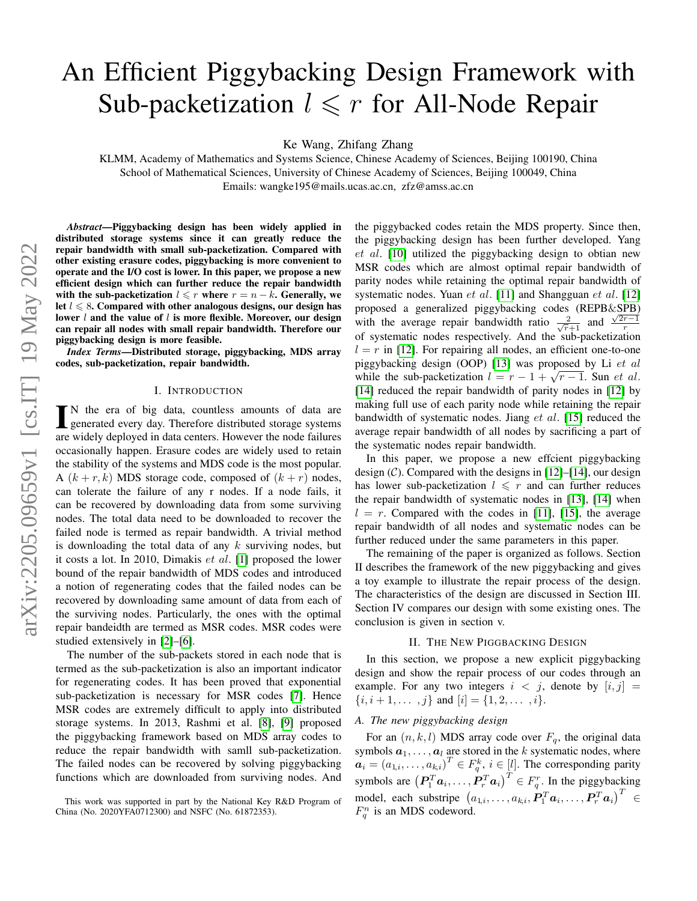# An Efficient Piggybacking Design Framework with Sub-packetization $l \leqslant r$ for All-Node Repair

Ke Wang, Zhifang Zhang

KLMM, Academy of Mathematics and Systems Science, Chinese Academy of Sciences, Beijing 100190, China
School of Mathematical Sciences, University of Chinese Academy of Sciences, Beijing 100049, China
Emails: wangke195@mails.ucas.ac.cn, zfz@amss.ac.cn

***Abstract*—Piggybacking design has been widely applied in distributed storage systems since it can greatly reduce the repair bandwidth with small sub-packetization. Compared with other existing erasure codes, piggybacking is more convenient to operate and the I/O cost is lower. In this paper, we propose a new efficient design which can further reduce the repair bandwidth with the sub-packetization $l \leqslant r$ where $r = n - k$. Generally, we let $l \leqslant 8$. Compared with other analogous designs, our design has lower $l$ and the value of $l$ is more flexible. Moreover, our design can repair all nodes with small repair bandwidth. Therefore our piggybacking design is more feasible.**

***Index Terms*—Distributed storage, piggybacking, MDS array codes, sub-packetization, repair bandwidth.**

## I. Introduction

In the era of big data, countless amounts of data are generated every day. Therefore distributed storage systems are widely deployed in data centers. However the node failures occasionally happen. Erasure codes are widely used to retain the stability of the systems and MDS code is the most popular. A $(k + r, k)$ MDS storage code, composed of $(k + r)$ nodes, can tolerate the failure of any r nodes. If a node fails, it can be recovered by downloading data from some surviving nodes. The total data need to be downloaded to recover the failed node is termed as repair bandwidth. A trivial method is downloading the total data of any $k$ surviving nodes, but it costs a lot. In 2010, Dimakis *et al.* [1] proposed the lower bound of the repair bandwidth of MDS codes and introduced a notion of regenerating codes that the failed nodes can be recovered by downloading same amount of data from each of the surviving nodes. Particularly, the ones with the optimal repair bandeidth are termed as MSR codes. MSR codes were studied extensively in [2]–[6].

The number of the sub-packets stored in each node that is termed as the sub-packetization is also an important indicator for regenerating codes. It has been proved that exponential sub-packetization is necessary for MSR codes [7]. Hence MSR codes are extremely difficult to apply into distributed storage systems. In 2013, Rashmi et al. [8], [9] proposed the piggybacking framework based on MDS array codes to reduce the repair bandwidth with samll sub-packetization. The failed nodes can be recovered by solving piggybacking functions which are downloaded from surviving nodes. And the piggybacked codes retain the MDS property. Since then, the piggybacking design has been further developed. Yang *et al.* [10] utilized the piggybacking design to obtian new MSR codes which are almost optimal repair bandwidth of parity nodes while retaining the optimal repair bandwidth of systematic nodes. Yuan *et al.* [11] and Shangguan *et al.* [12] proposed a generalized piggybacking codes (REPB&SPB) with the average repair bandwidth ratio $\frac{2}{\sqrt{r}+1}$ and $\frac{\sqrt{2r-1}}{r}$ of systematic nodes respectively. And the sub-packetization $l = r$ in [12]. For repairing all nodes, an efficient one-to-one piggybacking design (OOP) [13] was proposed by Li *et al* while the sub-packetization $l = r - 1 + \sqrt{r-1}$. Sun *et al.* [14] reduced the repair bandwidth of parity nodes in [12] by making full use of each parity node while retaining the repair bandwidth of systematic nodes. Jiang *et al.* [15] reduced the average repair bandwidth of all nodes by sacrificing a part of the systematic nodes repair bandwidth.

In this paper, we propose a new effcient piggybacking design ($\mathcal{C}$). Compared with the designs in [12]–[14], our design has lower sub-packetization $l \leqslant r$ and can further reduces the repair bandwidth of systematic nodes in [13], [14] when $l = r$. Compared with the codes in [11], [15], the average repair bandwidth of all nodes and systematic nodes can be further reduced under the same parameters in this paper.

The remaining of the paper is organized as follows. Section II describes the framework of the new piggybacking and gives a toy example to illustrate the repair process of the design. The characteristics of the design are discussed in Section III. Section IV compares our design with some existing ones. The conclusion is given in section v.

## II. The New Piggbacking Design

In this section, we propose a new explicit piggybacking design and show the repair process of our codes through an example. For any two integers $i < j$, denote by $[i, j] = \{i, i+1, \ldots, j\}$ and $[i] = \{1, 2, \ldots, i\}$.

### A. The new piggybacking design

For an $(n, k, l)$ MDS array code over $F_q$, the original data symbols $\boldsymbol{a}_1, \ldots, \boldsymbol{a}_l$ are stored in the $k$ systematic nodes, where $\boldsymbol{a}_i = (a_{1,i}, \ldots, a_{k,i})^T \in F_q^k$, $i \in [l]$. The corresponding parity symbols are $\left(\boldsymbol{P}_1^T \boldsymbol{a}_i, \ldots, \boldsymbol{P}_r^T \boldsymbol{a}_i\right)^T \in F_q^r$. In the piggybacking model, each substripe $\left(a_{1,i}, \ldots, a_{k,i}, \boldsymbol{P}_1^T \boldsymbol{a}_i, \ldots, \boldsymbol{P}_r^T \boldsymbol{a}_i\right)^T \in F_q^n$ is an MDS codeword.

This work was supported in part by the National Key R&D Program of China (No. 2020YFA0712300) and NSFC (No. 61872353).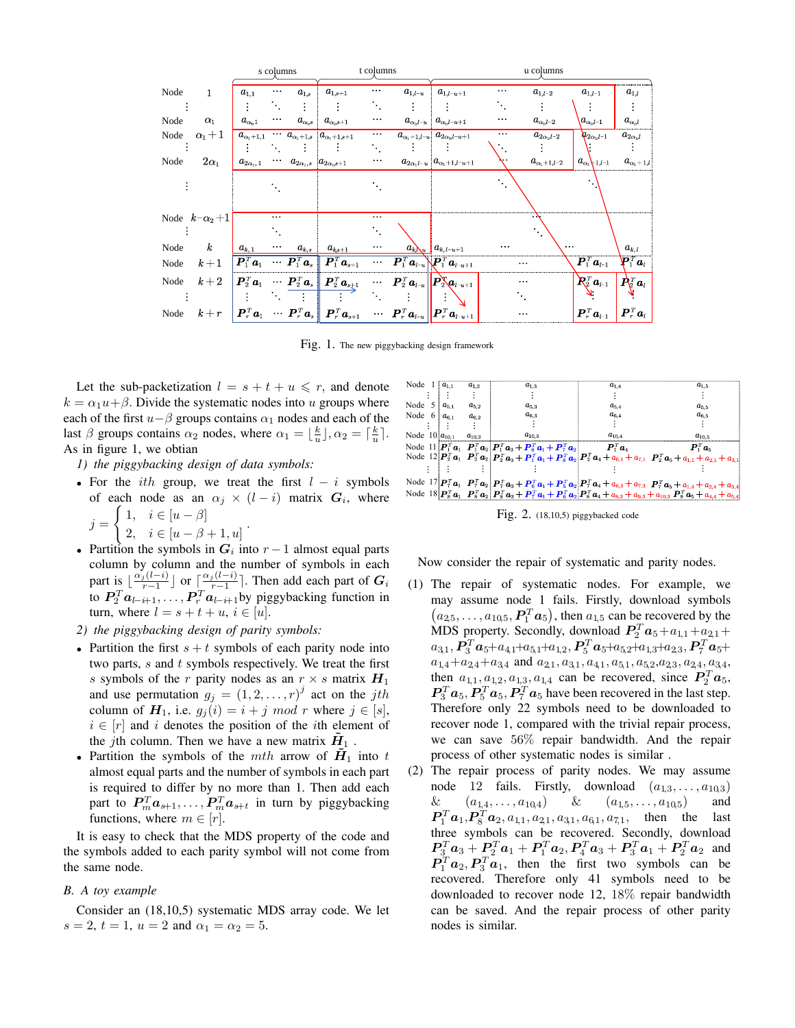Fig. 1. The new piggybacking design framework

Let the sub-packetization $l = s + t + u \leqslant r$, and denote $k = \alpha_1 u + \beta$. Divide the systematic nodes into $u$ groups where each of the first $u - \beta$ groups contains $\alpha_1$ nodes and each of the last $\beta$ groups contains $\alpha_2$ nodes, where $\alpha_1 = \lfloor \frac{k}{u} \rfloor, \alpha_2 = \lceil \frac{k}{u} \rceil$. As in figure 1, we obtian

*1) the piggybacking design of data symbols:*

- For the $ith$ group, we treat the first $l - i$ symbols of each node as an $\alpha_j \times (l-i)$ matrix $\boldsymbol{G}_i$, where $j = \begin{cases} 1, & i \in [u-\beta] \\ 2, & i \in [u-\beta+1, u] \end{cases}$.
- Partition the symbols in $\boldsymbol{G}_i$ into $r-1$ almost equal parts column by column and the number of symbols in each part is $\lfloor \frac{\alpha_j (l-i)}{r-1} \rfloor$ or $\lceil \frac{\alpha_j (l-i)}{r-1} \rceil$. Then add each part of $\boldsymbol{G}_i$ to $\boldsymbol{P}_2^T \boldsymbol{a}_{l-i+1}, \ldots, \boldsymbol{P}_r^T \boldsymbol{a}_{l-i+1}$by piggybacking function in turn, where $l = s + t + u$, $i \in [u]$.

*2) the piggybacking design of parity symbols:*

- Partition the first $s + t$ symbols of each parity node into two parts, $s$ and $t$ symbols respectively. We treat the first $s$ symbols of the $r$ parity nodes as an $r \times s$ matrix $\boldsymbol{H}_1$ and use permutation $g_j = (1, 2, \ldots, r)^j$ act on the $jth$ column of $\boldsymbol{H}_1$, i.e. $g_j(i) = i + j \ mod \ r$ where $j \in [s]$, $i \in [r]$ and $i$ denotes the position of the $i$th element of the $j$th column. Then we have a new matrix $\tilde{\boldsymbol{H}}_1$ .
- Partition the symbols of the $mth$ arrow of $\tilde{\boldsymbol{H}}_1$ into $t$ almost equal parts and the number of symbols in each part is required to differ by no more than 1. Then add each part to $\boldsymbol{P}_m^T \boldsymbol{a}_{s+1}, \ldots, \boldsymbol{P}_m^T \boldsymbol{a}_{s+t}$ in turn by piggybacking functions, where $m \in [r]$.

It is easy to check that the MDS property of the code and the symbols added to each parity symbol will not come from the same node.

## B. A toy example

Consider an (18,10,5) systematic MDS array code. We let $s = 2$, $t = 1$, $u = 2$ and $\alpha_1 = \alpha_2 = 5$.

Fig. 2. (18,10,5) piggybacked code

Now consider the repair of systematic and parity nodes.

(1) The repair of systematic nodes. For example, we may assume node 1 fails. Firstly, download symbols $(a_{2,5}, \ldots, a_{10,5}, \boldsymbol{P}_1^T \boldsymbol{a}_5)$, then $a_{1,5}$ can be recovered by the MDS property. Secondly, download $\boldsymbol{P}_2^T \boldsymbol{a}_5 + a_{1,1} + a_{2,1} + a_{3,1}$, $\boldsymbol{P}_3^T \boldsymbol{a}_5 + a_{4,1} + a_{5,1} + a_{1,2}$, $\boldsymbol{P}_5^T \boldsymbol{a}_5 + a_{5,2} + a_{1,3} + a_{2,3}$, $\boldsymbol{P}_7^T \boldsymbol{a}_5 + a_{1,4} + a_{2,4} + a_{3,4}$ and $a_{2,1}, a_{3,1}, a_{4,1}, a_{5,1}, a_{5,2}, a_{2,3}, a_{2,4}, a_{3,4}$, then $a_{1,1}, a_{1,2}, a_{1,3}, a_{1,4}$ can be recovered, since $\boldsymbol{P}_2^T \boldsymbol{a}_5$, $\boldsymbol{P}_3^T \boldsymbol{a}_5$, $\boldsymbol{P}_5^T \boldsymbol{a}_5$, $\boldsymbol{P}_7^T \boldsymbol{a}_5$ have been recovered in the last step. Therefore only 22 symbols need to be downloaded to recover node 1, compared with the trivial repair process, we can save 56% repair bandwidth. And the repair process of other systematic nodes is similar .

(2) The repair process of parity nodes. We may assume node 12 fails. Firstly, download $(a_{1,3}, \ldots, a_{10,3})$ & $(a_{1,4}, \ldots, a_{10,4})$ & $(a_{1,5}, \ldots, a_{10,5})$ and $\boldsymbol{P}_1^T \boldsymbol{a}_1, \boldsymbol{P}_8^T \boldsymbol{a}_2, a_{1,1}, a_{2,1}, a_{3,1}, a_{6,1}, a_{7,1}$, then the last three symbols can be recovered. Secondly, download $\boldsymbol{P}_3^T \boldsymbol{a}_3 + \boldsymbol{P}_2^T \boldsymbol{a}_1 + \boldsymbol{P}_1^T \boldsymbol{a}_2, \boldsymbol{P}_4^T \boldsymbol{a}_3 + \boldsymbol{P}_3^T \boldsymbol{a}_1 + \boldsymbol{P}_2^T \boldsymbol{a}_2$ and $\boldsymbol{P}_1^T \boldsymbol{a}_2, \boldsymbol{P}_3^T \boldsymbol{a}_1$, then the first two symbols can be recovered. Therefore only 41 symbols need to be downloaded to recover node 12, 18% repair bandwidth can be saved. And the repair process of other parity nodes is similar.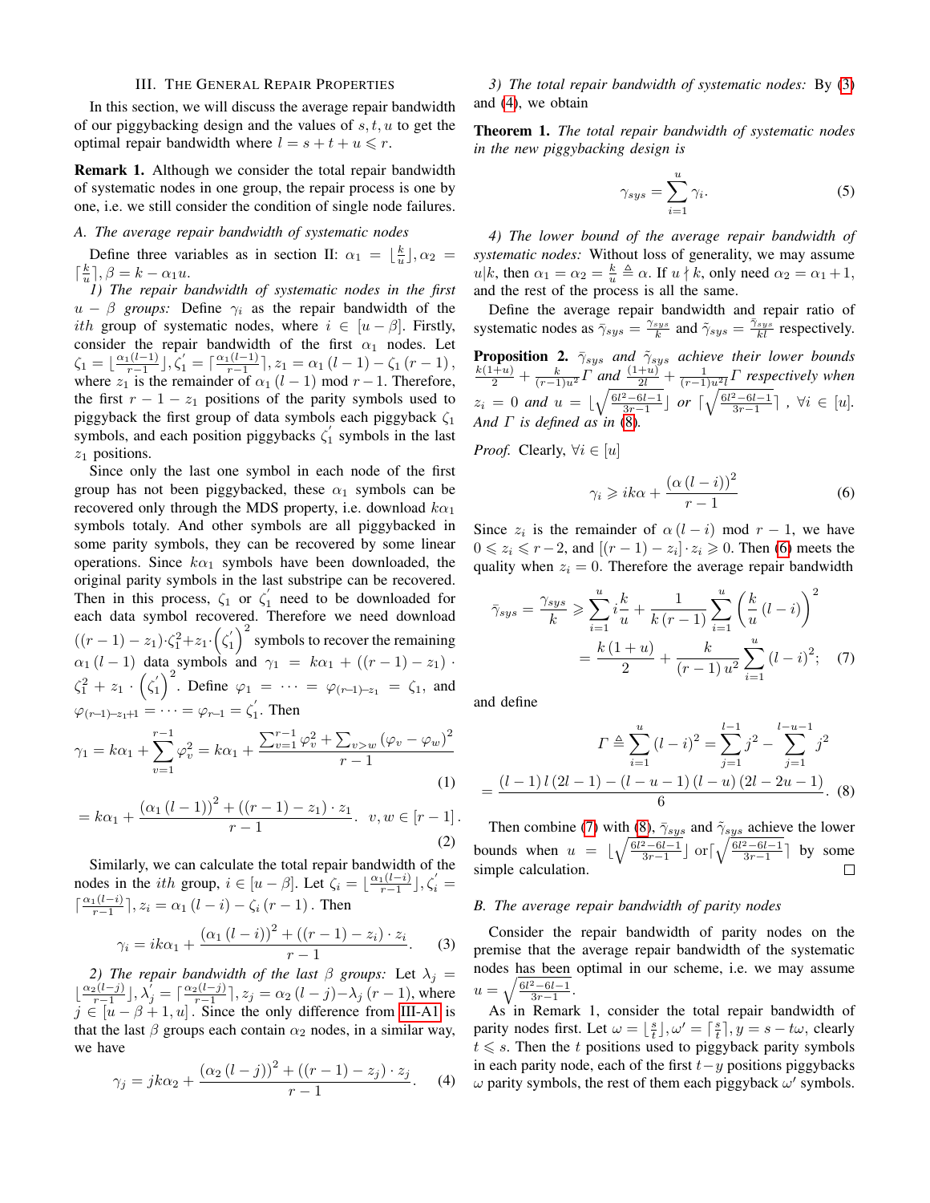## III. The General Repair Properties

In this section, we will discuss the average repair bandwidth of our piggybacking design and the values of $s, t, u$ to get the optimal repair bandwidth where $l = s + t + u \leqslant r$.

**Remark 1.** Although we consider the total repair bandwidth of systematic nodes in one group, the repair process is one by one, i.e. we still consider the condition of single node failures.

### A. The average repair bandwidth of systematic nodes

Define three variables as in section II: $\alpha_1 = \lfloor \frac{k}{u} \rfloor, \alpha_2 = \lceil \frac{k}{u} \rceil, \beta = k - \alpha_1 u$.

*1) The repair bandwidth of systematic nodes in the first $u - \beta$ groups:* Define $\gamma_i$ as the repair bandwidth of the $ith$ group of systematic nodes, where $i \in [u - \beta]$. Firstly, consider the repair bandwidth of the first $\alpha_1$ nodes. Let $\zeta_1 = \lfloor \frac{\alpha_1 (l-1)}{r-1} \rfloor, \zeta_1^{'} = \lceil \frac{\alpha_1 (l-1)}{r-1} \rceil, z_1 = \alpha_1 (l-1) - \zeta_1 (r-1)$, where $z_1$ is the remainder of $\alpha_1 (l-1)$ mod $r-1$. Therefore, the first $r - 1 - z_1$ positions of the parity symbols used to piggyback the first group of data symbols each piggyback $\zeta_1$ symbols, and each position piggybacks $\zeta_1^{'}$ symbols in the last $z_1$ positions.

Since only the last one symbol in each node of the first group has not been piggybacked, these $\alpha_1$ symbols can be recovered only through the MDS property, i.e. download $k\alpha_1$ symbols totaly. And other symbols are all piggybacked in some parity symbols, they can be recovered by some linear operations. Since $k\alpha_1$ symbols have been downloaded, the original parity symbols in the last substripe can be recovered. Then in this process, $\zeta_1$ or $\zeta_1^{'}$ need to be downloaded for each data symbol recovered. Therefore we need download $((r-1) - z_1) \cdot \zeta_1^2 + z_1 \cdot \left(\zeta_1^{'}\right)^2$ symbols to recover the remaining $\alpha_1 (l-1)$ data symbols and $\gamma_1 = k\alpha_1 + ((r-1) - z_1) \cdot \zeta_1^2 + z_1 \cdot \left(\zeta_1^{'}\right)^2$. Define $\varphi_1 = \cdots = \varphi_{(r-1)-z_1} = \zeta_1$, and $\varphi_{(r-1)-z_1+1} = \cdots = \varphi_{r-1} = \zeta_1^{'}$. Then

$$\gamma_1 = k\alpha_1 + \sum_{v=1}^{r-1} \varphi_v^2 = k\alpha_1 + \frac{\sum_{v=1}^{r-1} \varphi_v^2 + \sum_{v>w} (\varphi_v - \varphi_w)^2}{r-1} \tag{1}$$

$$= k\alpha_1 + \frac{(\alpha_1 (l-1))^2 + ((r-1) - z_1) \cdot z_1}{r-1}. \quad v, w \in [r-1]. \tag{2}$$

Similarly, we can calculate the total repair bandwidth of the nodes in the $ith$ group, $i \in [u - \beta]$. Let $\zeta_i = \lfloor \frac{\alpha_1 (l-i)}{r-1} \rfloor, \zeta_i^{'} = \lceil \frac{\alpha_1 (l-i)}{r-1} \rceil, z_i = \alpha_1 (l-i) - \zeta_i (r-1)$. Then

$$\gamma_i = ik\alpha_1 + \frac{(\alpha_1 (l-i))^2 + ((r-1) - z_i) \cdot z_i}{r-1}. \tag{3}$$

*2) The repair bandwidth of the last $\beta$ groups:* Let $\lambda_j = \lfloor \frac{\alpha_2 (l-j)}{r-1} \rfloor, \lambda_j^{'} = \lceil \frac{\alpha_2 (l-j)}{r-1} \rceil, z_j = \alpha_2 (l-j) - \lambda_j (r-1)$, where $j \in [u - \beta + 1, u]$. Since the only difference from III-A1 is that the last $\beta$ groups each contain $\alpha_2$ nodes, in a similar way, we have

$$\gamma_j = jk\alpha_2 + \frac{(\alpha_2 (l-j))^2 + ((r-1) - z_j) \cdot z_j}{r-1}. \tag{4}$$

*3) The total repair bandwidth of systematic nodes:* By (3) and (4), we obtain

**Theorem 1.** *The total repair bandwidth of systematic nodes in the new piggybacking design is*

$$\gamma_{sys} = \sum_{i=1}^{u} \gamma_i. \tag{5}$$

*4) The lower bound of the average repair bandwidth of systematic nodes:* Without loss of generality, we may assume $u | k$, then $\alpha_1 = \alpha_2 = \frac{k}{u} \triangleq \alpha$. If $u \nmid k$, only need $\alpha_2 = \alpha_1 + 1$, and the rest of the process is all the same.

Define the average repair bandwidth and repair ratio of systematic nodes as $\bar{\gamma}_{sys} = \frac{\gamma_{sys}}{k}$ and $\tilde{\gamma}_{sys} = \frac{\bar{\gamma}_{sys}}{kl}$ respectively.

**Proposition 2.** *$\bar{\gamma}_{sys}$ and $\tilde{\gamma}_{sys}$ achieve their lower bounds $\frac{k(1+u)}{2} + \frac{k}{(r-1)u^2} \Gamma$ and $\frac{(1+u)}{2l} + \frac{1}{(r-1)u^2 l} \Gamma$ respectively when $z_i = 0$ and $u = \lfloor \sqrt{\frac{6l^2-6l-1}{3r-1}} \rfloor$ or $\lceil \sqrt{\frac{6l^2-6l-1}{3r-1}} \rceil$, $\forall i \in [u]$. And $\Gamma$ is defined as in (8).*

*Proof.* Clearly, $\forall i \in [u]$

$$\gamma_i \geqslant ik\alpha + \frac{(\alpha (l-i))^2}{r-1} \tag{6}$$

Since $z_i$ is the remainder of $\alpha (l-i)$ mod $r-1$, we have $0 \leqslant z_i \leqslant r-2$, and $[(r-1) - z_i] \cdot z_i \geqslant 0$. Then (6) meets the quality when $z_i = 0$. Therefore the average repair bandwidth

$$\bar{\gamma}_{sys} = \frac{\gamma_{sys}}{k} \geqslant \sum_{i=1}^{u} i \frac{k}{u} + \frac{1}{k(r-1)} \sum_{i=1}^{u} \left( \frac{k}{u} (l-i) \right)^2$$
$$= \frac{k(1+u)}{2} + \frac{k}{(r-1)u^2} \sum_{i=1}^{u} (l-i)^2; \tag{7}$$

and define

$$\Gamma \triangleq \sum_{i=1}^{u} (l-i)^2 = \sum_{j=1}^{l-1} j^2 - \sum_{j=1}^{l-u-1} j^2$$
$$= \frac{(l-1)l(2l-1) - (l-u-1)(l-u)(2l-2u-1)}{6}. \tag{8}$$

Then combine (7) with (8), $\bar{\gamma}_{sys}$ and $\tilde{\gamma}_{sys}$ achieve the lower bounds when $u = \lfloor \sqrt{\frac{6l^2-6l-1}{3r-1}} \rfloor$ or $\lceil \sqrt{\frac{6l^2-6l-1}{3r-1}} \rceil$ by some simple calculation. □

### B. The average repair bandwidth of parity nodes

Consider the repair bandwidth of parity nodes on the premise that the average repair bandwidth of the systematic nodes has been optimal in our scheme, i.e. we may assume $u = \sqrt{\frac{6l^2-6l-1}{3r-1}}$.

As in Remark 1, consider the total repair bandwidth of parity nodes first. Let $\omega = \lfloor \frac{s}{t} \rfloor, \omega' = \lceil \frac{s}{t} \rceil, y = s - t\omega$, clearly $t \leqslant s$. Then the $t$ positions used to piggyback parity symbols in each parity node, each of the first $t - y$ positions piggybacks $\omega$ parity symbols, the rest of them each piggyback $\omega'$ symbols.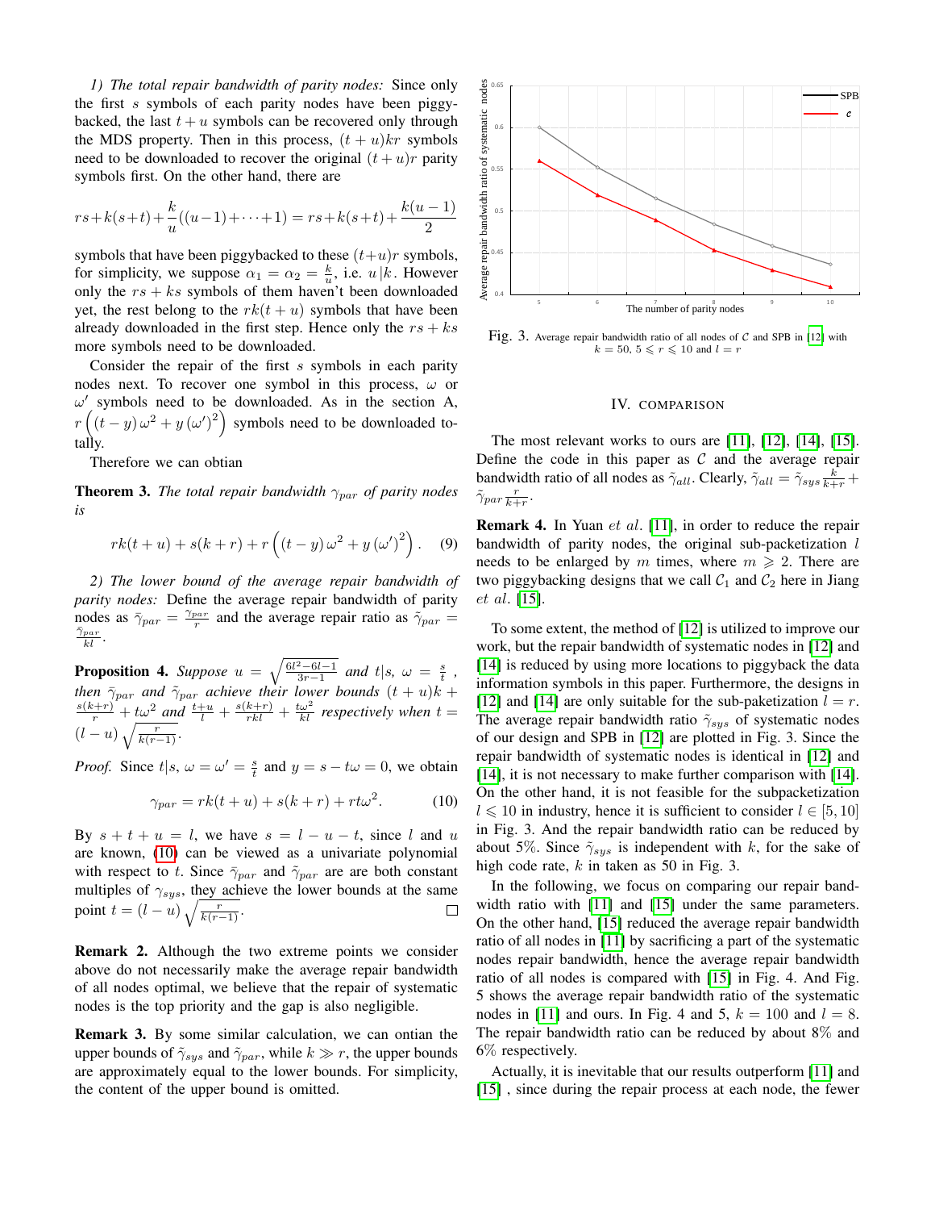*1) The total repair bandwidth of parity nodes:* Since only the first $s$ symbols of each parity nodes have been piggybacked, the last $t+u$ symbols can be recovered only through the MDS property. Then in this process, $(t+u)kr$ symbols need to be downloaded to recover the original $(t+u)r$ parity symbols first. On the other hand, there are

$$rs+k(s+t)+\frac{k}{u}((u-1)+\cdots+1)=rs+k(s+t)+\frac{k(u-1)}{2}$$

symbols that have been piggybacked to these $(t+u)r$ symbols, for simplicity, we suppose $\alpha_1=\alpha_2=\frac{k}{u}$, i.e. $u|k$. However only the $rs+ks$ symbols of them haven't been downloaded yet, the rest belong to the $rk(t+u)$ symbols that have been already downloaded in the first step. Hence only the $rs+ks$ more symbols need to be downloaded.

Consider the repair of the first $s$ symbols in each parity nodes next. To recover one symbol in this process, $\omega$ or $\omega'$ symbols need to be downloaded. As in the section A, $r\left((t-y)\,\omega^2+y\,(\omega')^2\right)$ symbols need to be downloaded totally.

Therefore we can obtian

**Theorem 3.** *The total repair bandwidth $\gamma_{par}$ of parity nodes is*

$$rk(t+u)+s(k+r)+r\left((t-y)\,\omega^2+y\,(\omega')^2\right). \quad (9)$$

*2) The lower bound of the average repair bandwidth of parity nodes:* Define the average repair bandwidth of parity nodes as $\bar{\gamma}_{par}=\frac{\gamma_{par}}{r}$ and the average repair ratio as $\tilde{\gamma}_{par}=\frac{\bar{\gamma}_{par}}{kl}$.

**Proposition 4.** *Suppose $u=\sqrt{\frac{6l^2-6l-1}{3r-1}}$ and $t|s$, $\omega=\frac{s}{t}$, then $\bar{\gamma}_{par}$ and $\tilde{\gamma}_{par}$ achieve their lower bounds $(t+u)k+\frac{s(k+r)}{r}+t\omega^2$ and $\frac{t+u}{l}+\frac{s(k+r)}{rkl}+\frac{t\omega^2}{kl}$ respectively when $t=(l-u)\sqrt{\frac{r}{k(r-1)}}$.*

*Proof.* Since $t|s$, $\omega=\omega'=\frac{s}{t}$ and $y=s-t\omega=0$, we obtain

$$\gamma_{par}=rk(t+u)+s(k+r)+rt\omega^2. \quad (10)$$

By $s+t+u=l$, we have $s=l-u-t$, since $l$ and $u$ are known, (10) can be viewed as a univariate polynomial with respect to $t$. Since $\bar{\gamma}_{par}$ and $\tilde{\gamma}_{par}$ are are both constant multiples of $\gamma_{sys}$, they achieve the lower bounds at the same point $t=(l-u)\sqrt{\frac{r}{k(r-1)}}$. □

**Remark 2.** Although the two extreme points we consider above do not necessarily make the average repair bandwidth of all nodes optimal, we believe that the repair of systematic nodes is the top priority and the gap is also negligible.

**Remark 3.** By some similar calculation, we can ontian the upper bounds of $\tilde{\gamma}_{sys}$ and $\tilde{\gamma}_{par}$, while $k \gg r$, the upper bounds are approximately equal to the lower bounds. For simplicity, the content of the upper bound is omitted.

Fig. 3. Average repair bandwidth ratio of all nodes of $\mathcal{C}$ and SPB in [12] with $k=50$, $5 \leqslant r \leqslant 10$ and $l=r$

## IV. COMPARISON

The most relevant works to ours are [11], [12], [14], [15]. Define the code in this paper as $\mathcal{C}$ and the average repair bandwidth ratio of all nodes as $\tilde{\gamma}_{all}$. Clearly, $\tilde{\gamma}_{all}=\tilde{\gamma}_{sys}\frac{k}{k+r}+\tilde{\gamma}_{par}\frac{r}{k+r}$.

**Remark 4.** In Yuan *et al.* [11], in order to reduce the repair bandwidth of parity nodes, the original sub-packetization $l$ needs to be enlarged by $m$ times, where $m \geqslant 2$. There are two piggybacking designs that we call $\mathcal{C}_1$ and $\mathcal{C}_2$ here in Jiang *et al.* [15].

To some extent, the method of [12] is utilized to improve our work, but the repair bandwidth of systematic nodes in [12] and [14] is reduced by using more locations to piggyback the data information symbols in this paper. Furthermore, the designs in [12] and [14] are only suitable for the sub-paketization $l=r$. The average repair bandwidth ratio $\tilde{\gamma}_{sys}$ of systematic nodes of our design and SPB in [12] are plotted in Fig. 3. Since the repair bandwidth of systematic nodes is identical in [12] and [14], it is not necessary to make further comparison with [14]. On the other hand, it is not feasible for the subpacketization $l \leqslant 10$ in industry, hence it is sufficient to consider $l \in [5, 10]$ in Fig. 3. And the repair bandwidth ratio can be reduced by about 5%. Since $\tilde{\gamma}_{sys}$ is independent with $k$, for the sake of high code rate, $k$ in taken as 50 in Fig. 3.

In the following, we focus on comparing our repair bandwidth ratio with [11] and [15] under the same parameters. On the other hand, [15] reduced the average repair bandwidth ratio of all nodes in [11] by sacrificing a part of the systematic nodes repair bandwidth, hence the average repair bandwidth ratio of all nodes is compared with [15] in Fig. 4. And Fig. 5 shows the average repair bandwidth ratio of the systematic nodes in [11] and ours. In Fig. 4 and 5, $k=100$ and $l=8$. The repair bandwidth ratio can be reduced by about 8% and 6% respectively.

Actually, it is inevitable that our results outperform [11] and [15] , since during the repair process at each node, the fewer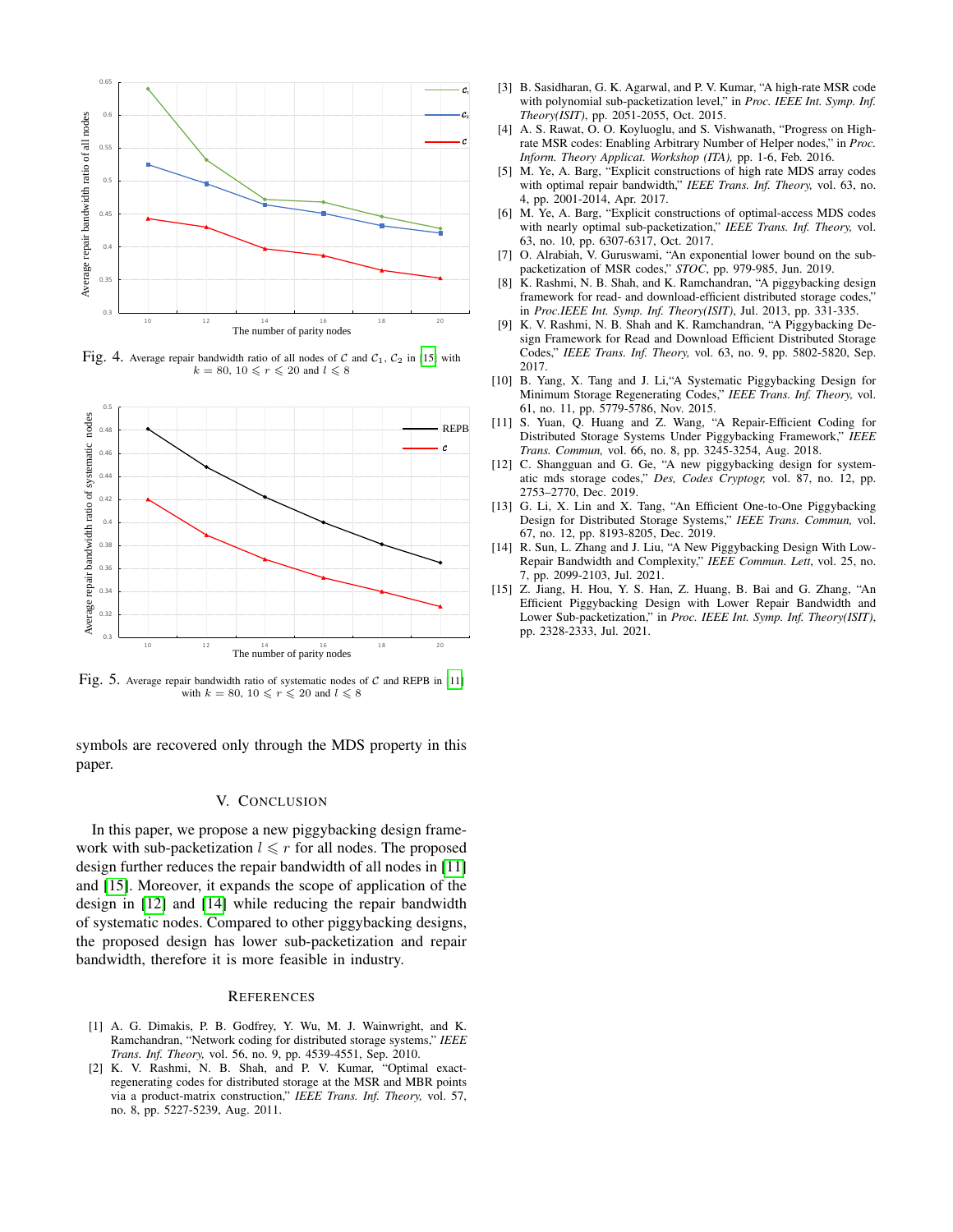0.65
0.6
0.55
0.5
0.45
0.4
0.35
0.3
10 12 14 16 18 20
Average repair bandwidth ratio of all nodes
The number of parity nodes
$\mathcal{C}_1$
$\mathcal{C}_2$
$\mathcal{C}$

Fig. 4. Average repair bandwidth ratio of all nodes of $\mathcal{C}$ and $\mathcal{C}_1$, $\mathcal{C}_2$ in [15] with $k = 80$, $10 \leqslant r \leqslant 20$ and $l \leqslant 8$

0.5
0.48
0.46
0.44
0.42
0.4
0.38
0.36
0.34
0.32
0.3
10 12 14 16 18 20
Average repair bandwidth ratio of systematic nodes
The number of parity nodes
REPB
$\mathcal{C}$

Fig. 5. Average repair bandwidth ratio of systematic nodes of $\mathcal{C}$ and REPB in [11] with $k = 80$, $10 \leqslant r \leqslant 20$ and $l \leqslant 8$

symbols are recovered only through the MDS property in this paper.

## V. Conclusion

In this paper, we propose a new piggybacking design framework with sub-packetization $l \leqslant r$ for all nodes. The proposed design further reduces the repair bandwidth of all nodes in [11] and [15]. Moreover, it expands the scope of application of the design in [12] and [14] while reducing the repair bandwidth of systematic nodes. Compared to other piggybacking designs, the proposed design has lower sub-packetization and repair bandwidth, therefore it is more feasible in industry.

## References

[1] A. G. Dimakis, P. B. Godfrey, Y. Wu, M. J. Wainwright, and K. Ramchandran, "Network coding for distributed storage systems," *IEEE Trans. Inf. Theory,* vol. 56, no. 9, pp. 4539-4551, Sep. 2010.

[2] K. V. Rashmi, N. B. Shah, and P. V. Kumar, "Optimal exact-regenerating codes for distributed storage at the MSR and MBR points via a product-matrix construction," *IEEE Trans. Inf. Theory,* vol. 57, no. 8, pp. 5227-5239, Aug. 2011.

[3] B. Sasidharan, G. K. Agarwal, and P. V. Kumar, "A high-rate MSR code with polynomial sub-packetization level," in *Proc. IEEE Int. Symp. Inf. Theory(ISIT)*, pp. 2051-2055, Oct. 2015.

[4] A. S. Rawat, O. O. Koyluoglu, and S. Vishwanath, "Progress on High-rate MSR codes: Enabling Arbitrary Number of Helper nodes," in *Proc. Inform. Theory Applicat. Workshop (ITA),* pp. 1-6, Feb. 2016.

[5] M. Ye, A. Barg, "Explicit constructions of high rate MDS array codes with optimal repair bandwidth," *IEEE Trans. Inf. Theory,* vol. 63, no. 4, pp. 2001-2014, Apr. 2017.

[6] M. Ye, A. Barg, "Explicit constructions of optimal-access MDS codes with nearly optimal sub-packetization," *IEEE Trans. Inf. Theory,* vol. 63, no. 10, pp. 6307-6317, Oct. 2017.

[7] O. Alrabiah, V. Guruswami, "An exponential lower bound on the sub-packetization of MSR codes," *STOC*, pp. 979-985, Jun. 2019.

[8] K. Rashmi, N. B. Shah, and K. Ramchandran, "A piggybacking design framework for read- and download-efficient distributed storage codes," in *Proc.IEEE Int. Symp. Inf. Theory(ISIT)*, Jul. 2013, pp. 331-335.

[9] K. V. Rashmi, N. B. Shah and K. Ramchandran, "A Piggybacking Design Framework for Read and Download Efficient Distributed Storage Codes," *IEEE Trans. Inf. Theory,* vol. 63, no. 9, pp. 5802-5820, Sep. 2017.

[10] B. Yang, X. Tang and J. Li,"A Systematic Piggybacking Design for Minimum Storage Regenerating Codes," *IEEE Trans. Inf. Theory,* vol. 61, no. 11, pp. 5779-5786, Nov. 2015.

[11] S. Yuan, Q. Huang and Z. Wang, "A Repair-Efficient Coding for Distributed Storage Systems Under Piggybacking Framework," *IEEE Trans. Commun,* vol. 66, no. 8, pp. 3245-3254, Aug. 2018.

[12] C. Shangguan and G. Ge, "A new piggybacking design for systematic mds storage codes," *Des, Codes Cryptogr,* vol. 87, no. 12, pp. 2753–2770, Dec. 2019.

[13] G. Li, X. Lin and X. Tang, "An Efficient One-to-One Piggybacking Design for Distributed Storage Systems," *IEEE Trans. Commun,* vol. 67, no. 12, pp. 8193-8205, Dec. 2019.

[14] R. Sun, L. Zhang and J. Liu, "A New Piggybacking Design With Low-Repair Bandwidth and Complexity," *IEEE Commun. Lett*, vol. 25, no. 7, pp. 2099-2103, Jul. 2021.

[15] Z. Jiang, H. Hou, Y. S. Han, Z. Huang, B. Bai and G. Zhang, "An Efficient Piggybacking Design with Lower Repair Bandwidth and Lower Sub-packetization," in *Proc. IEEE Int. Symp. Inf. Theory(ISIT)*, pp. 2328-2333, Jul. 2021.